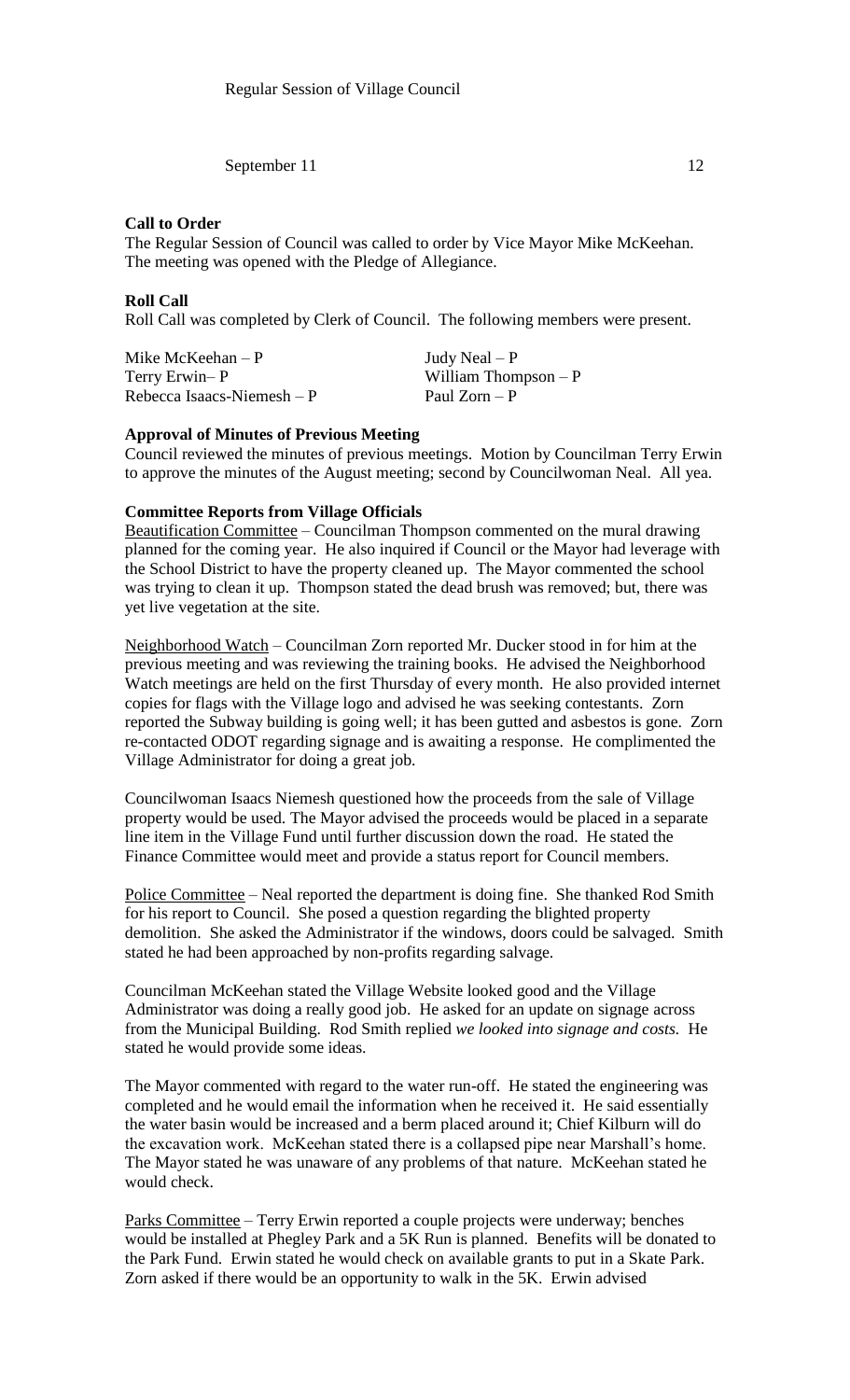Regular Session of Village Council

September 11 12

**Call to Order**

The Regular Session of Council was called to order by Vice Mayor Mike McKeehan. The meeting was opened with the Pledge of Allegiance.

**Roll Call**

Roll Call was completed by Clerk of Council. The following members were present.

| | |
|---|---|
| Mike McKeehan – P | Judy Neal – P |
| Terry Erwin– P | William Thompson – P |
| Rebecca Isaacs-Niemesh – P | Paul Zorn – P |

**Approval of Minutes of Previous Meeting**

Council reviewed the minutes of previous meetings. Motion by Councilman Terry Erwin to approve the minutes of the August meeting; second by Councilwoman Neal. All yea.

**Committee Reports from Village Officials**

Beautification Committee – Councilman Thompson commented on the mural drawing planned for the coming year. He also inquired if Council or the Mayor had leverage with the School District to have the property cleaned up. The Mayor commented the school was trying to clean it up. Thompson stated the dead brush was removed; but, there was yet live vegetation at the site.

Neighborhood Watch – Councilman Zorn reported Mr. Ducker stood in for him at the previous meeting and was reviewing the training books. He advised the Neighborhood Watch meetings are held on the first Thursday of every month. He also provided internet copies for flags with the Village logo and advised he was seeking contestants. Zorn reported the Subway building is going well; it has been gutted and asbestos is gone. Zorn re-contacted ODOT regarding signage and is awaiting a response. He complimented the Village Administrator for doing a great job.

Councilwoman Isaacs Niemesh questioned how the proceeds from the sale of Village property would be used. The Mayor advised the proceeds would be placed in a separate line item in the Village Fund until further discussion down the road. He stated the Finance Committee would meet and provide a status report for Council members.

Police Committee – Neal reported the department is doing fine. She thanked Rod Smith for his report to Council. She posed a question regarding the blighted property demolition. She asked the Administrator if the windows, doors could be salvaged. Smith stated he had been approached by non-profits regarding salvage.

Councilman McKeehan stated the Village Website looked good and the Village Administrator was doing a really good job. He asked for an update on signage across from the Municipal Building. Rod Smith replied *we looked into signage and costs.* He stated he would provide some ideas.

The Mayor commented with regard to the water run-off. He stated the engineering was completed and he would email the information when he received it. He said essentially the water basin would be increased and a berm placed around it; Chief Kilburn will do the excavation work. McKeehan stated there is a collapsed pipe near Marshall's home. The Mayor stated he was unaware of any problems of that nature. McKeehan stated he would check.

Parks Committee – Terry Erwin reported a couple projects were underway; benches would be installed at Phegley Park and a 5K Run is planned. Benefits will be donated to the Park Fund. Erwin stated he would check on available grants to put in a Skate Park. Zorn asked if there would be an opportunity to walk in the 5K. Erwin advised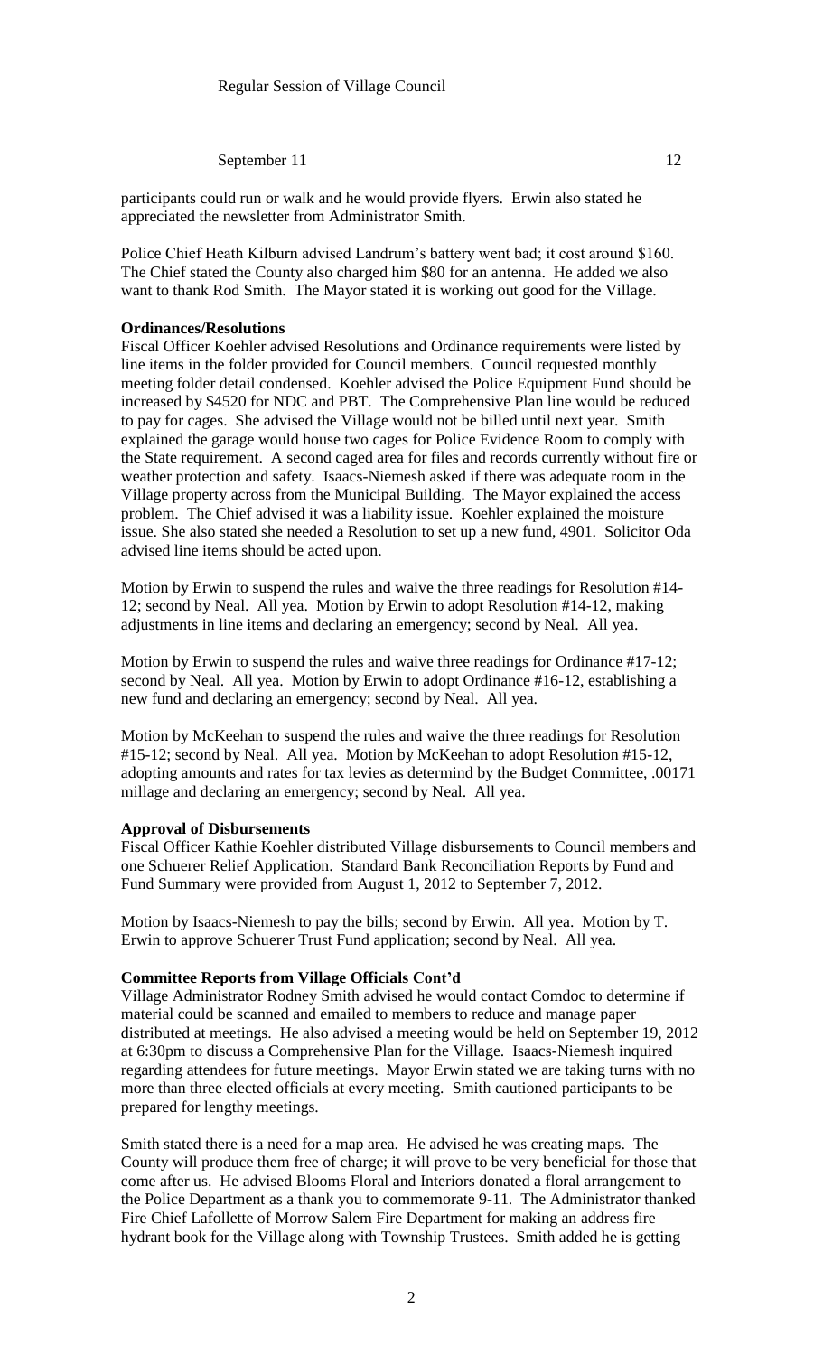participants could run or walk and he would provide flyers. Erwin also stated he appreciated the newsletter from Administrator Smith.

Police Chief Heath Kilburn advised Landrum's battery went bad; it cost around $160. The Chief stated the County also charged him $80 for an antenna. He added we also want to thank Rod Smith. The Mayor stated it is working out good for the Village.

**Ordinances/Resolutions**

Fiscal Officer Koehler advised Resolutions and Ordinance requirements were listed by line items in the folder provided for Council members. Council requested monthly meeting folder detail condensed. Koehler advised the Police Equipment Fund should be increased by $4520 for NDC and PBT. The Comprehensive Plan line would be reduced to pay for cages. She advised the Village would not be billed until next year. Smith explained the garage would house two cages for Police Evidence Room to comply with the State requirement. A second caged area for files and records currently without fire or weather protection and safety. Isaacs-Niemesh asked if there was adequate room in the Village property across from the Municipal Building. The Mayor explained the access problem. The Chief advised it was a liability issue. Koehler explained the moisture issue. She also stated she needed a Resolution to set up a new fund, 4901. Solicitor Oda advised line items should be acted upon.

Motion by Erwin to suspend the rules and waive the three readings for Resolution #14-12; second by Neal. All yea. Motion by Erwin to adopt Resolution #14-12, making adjustments in line items and declaring an emergency; second by Neal. All yea.

Motion by Erwin to suspend the rules and waive three readings for Ordinance #17-12; second by Neal. All yea. Motion by Erwin to adopt Ordinance #16-12, establishing a new fund and declaring an emergency; second by Neal. All yea.

Motion by McKeehan to suspend the rules and waive the three readings for Resolution #15-12; second by Neal. All yea. Motion by McKeehan to adopt Resolution #15-12, adopting amounts and rates for tax levies as determind by the Budget Committee, .00171 millage and declaring an emergency; second by Neal. All yea.

**Approval of Disbursements**

Fiscal Officer Kathie Koehler distributed Village disbursements to Council members and one Schuerer Relief Application. Standard Bank Reconciliation Reports by Fund and Fund Summary were provided from August 1, 2012 to September 7, 2012.

Motion by Isaacs-Niemesh to pay the bills; second by Erwin. All yea. Motion by T. Erwin to approve Schuerer Trust Fund application; second by Neal. All yea.

**Committee Reports from Village Officials Cont'd**

Village Administrator Rodney Smith advised he would contact Comdoc to determine if material could be scanned and emailed to members to reduce and manage paper distributed at meetings. He also advised a meeting would be held on September 19, 2012 at 6:30pm to discuss a Comprehensive Plan for the Village. Isaacs-Niemesh inquired regarding attendees for future meetings. Mayor Erwin stated we are taking turns with no more than three elected officials at every meeting. Smith cautioned participants to be prepared for lengthy meetings.

Smith stated there is a need for a map area. He advised he was creating maps. The County will produce them free of charge; it will prove to be very beneficial for those that come after us. He advised Blooms Floral and Interiors donated a floral arrangement to the Police Department as a thank you to commemorate 9-11. The Administrator thanked Fire Chief Lafollette of Morrow Salem Fire Department for making an address fire hydrant book for the Village along with Township Trustees. Smith added he is getting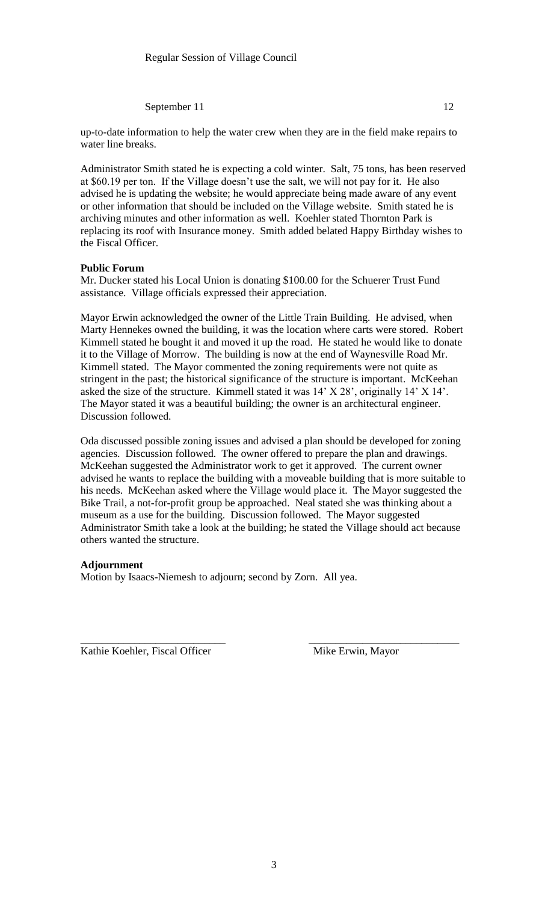up-to-date information to help the water crew when they are in the field make repairs to water line breaks.

Administrator Smith stated he is expecting a cold winter. Salt, 75 tons, has been reserved at $60.19 per ton. If the Village doesn't use the salt, we will not pay for it. He also advised he is updating the website; he would appreciate being made aware of any event or other information that should be included on the Village website. Smith stated he is archiving minutes and other information as well. Koehler stated Thornton Park is replacing its roof with Insurance money. Smith added belated Happy Birthday wishes to the Fiscal Officer.

**Public Forum**

Mr. Ducker stated his Local Union is donating $100.00 for the Schuerer Trust Fund assistance. Village officials expressed their appreciation.

Mayor Erwin acknowledged the owner of the Little Train Building. He advised, when Marty Hennekes owned the building, it was the location where carts were stored. Robert Kimmell stated he bought it and moved it up the road. He stated he would like to donate it to the Village of Morrow. The building is now at the end of Waynesville Road Mr. Kimmell stated. The Mayor commented the zoning requirements were not quite as stringent in the past; the historical significance of the structure is important. McKeehan asked the size of the structure. Kimmell stated it was 14' X 28', originally 14' X 14'. The Mayor stated it was a beautiful building; the owner is an architectural engineer. Discussion followed.

Oda discussed possible zoning issues and advised a plan should be developed for zoning agencies. Discussion followed. The owner offered to prepare the plan and drawings. McKeehan suggested the Administrator work to get it approved. The current owner advised he wants to replace the building with a moveable building that is more suitable to his needs. McKeehan asked where the Village would place it. The Mayor suggested the Bike Trail, a not-for-profit group be approached. Neal stated she was thinking about a museum as a use for the building. Discussion followed. The Mayor suggested Administrator Smith take a look at the building; he stated the Village should act because others wanted the structure.

**Adjournment**

Motion by Isaacs-Niemesh to adjourn; second by Zorn. All yea.

\_\_\_\_\_\_\_\_\_\_\_\_\_\_\_\_\_\_\_\_\_\_\_\_\_\_\_ \_\_\_\_\_\_\_\_\_\_\_\_\_\_\_\_\_\_\_\_\_\_\_\_\_\_\_

Kathie Koehler, Fiscal Officer Mike Erwin, Mayor